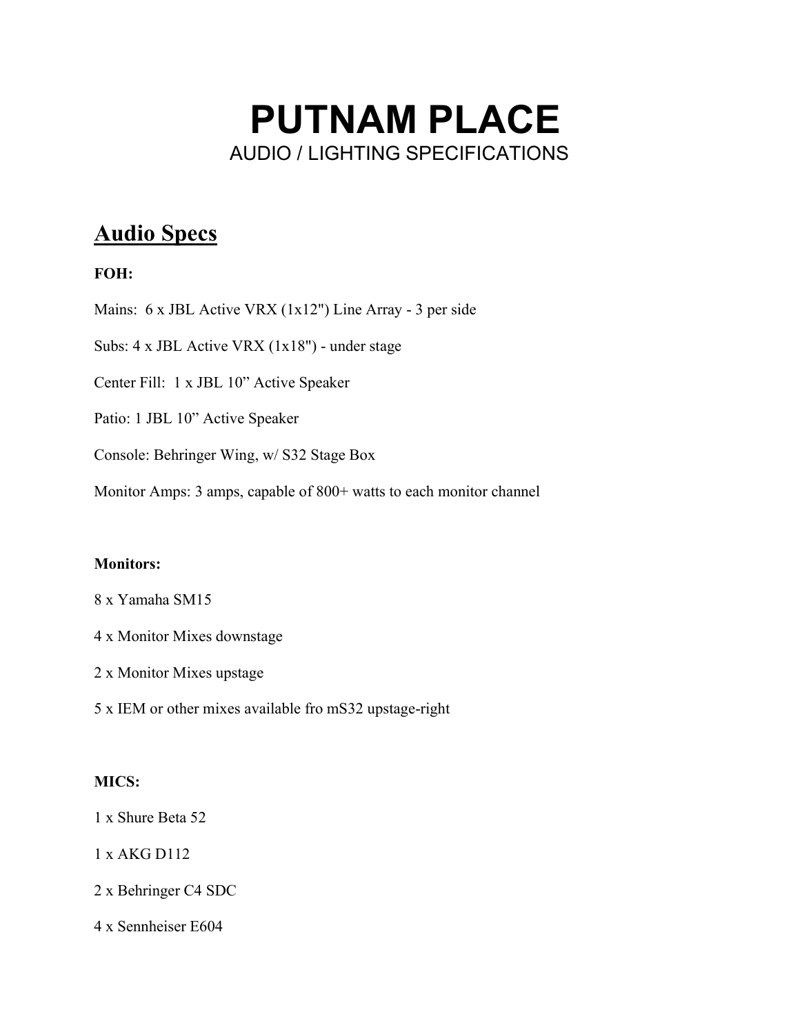# PUTNAM PLACE

AUDIO / LIGHTING SPECIFICATIONS

## Audio Specs

**FOH:**

Mains: 6 x JBL Active VRX (1x12") Line Array - 3 per side

Subs: 4 x JBL Active VRX (1x18") - under stage

Center Fill: 1 x JBL 10" Active Speaker

Patio: 1 JBL 10" Active Speaker

Console: Behringer Wing, w/ S32 Stage Box

Monitor Amps: 3 amps, capable of 800+ watts to each monitor channel

**Monitors:**

8 x Yamaha SM15

4 x Monitor Mixes downstage

2 x Monitor Mixes upstage

5 x IEM or other mixes available fro mS32 upstage-right

**MICS:**

1 x Shure Beta 52

1 x AKG D112

2 x Behringer C4 SDC

4 x Sennheiser E604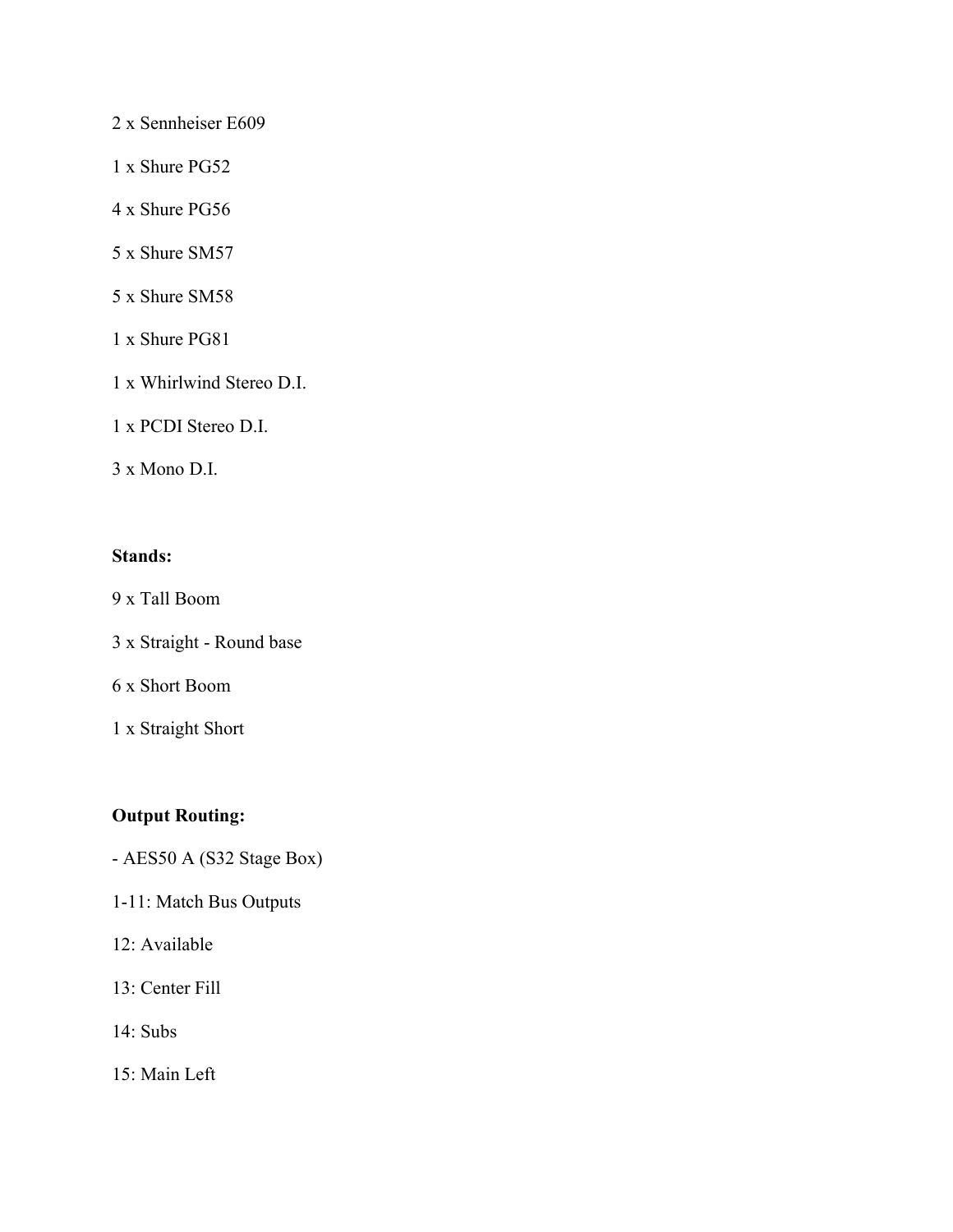2 x Sennheiser E609

1 x Shure PG52

4 x Shure PG56

5 x Shure SM57

5 x Shure SM58

1 x Shure PG81

1 x Whirlwind Stereo D.I.

1 x PCDI Stereo D.I.

3 x Mono D.I.

**Stands:**

9 x Tall Boom

3 x Straight - Round base

6 x Short Boom

1 x Straight Short

**Output Routing:**

- AES50 A (S32 Stage Box)

1-11: Match Bus Outputs

12: Available

13: Center Fill

14: Subs

15: Main Left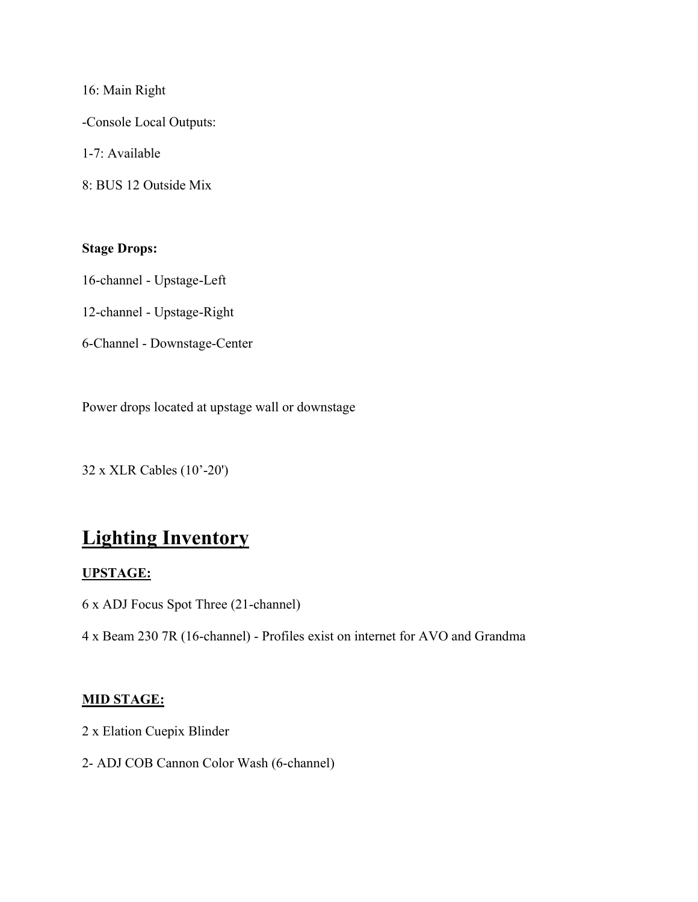16: Main Right

-Console Local Outputs:

1-7: Available

8: BUS 12 Outside Mix

**Stage Drops:**

16-channel - Upstage-Left

12-channel - Upstage-Right

6-Channel - Downstage-Center

Power drops located at upstage wall or downstage

32 x XLR Cables (10’-20')

# Lighting Inventory

**UPSTAGE:**

6 x ADJ Focus Spot Three (21-channel)

4 x Beam 230 7R (16-channel) - Profiles exist on internet for AVO and Grandma

**MID STAGE:**

2 x Elation Cuepix Blinder

2- ADJ COB Cannon Color Wash (6-channel)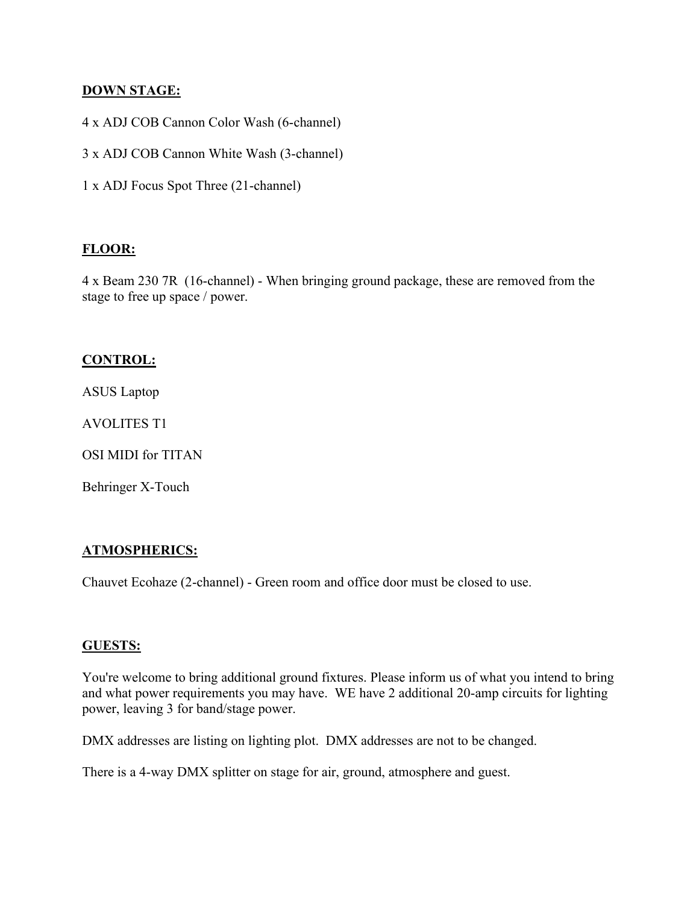**DOWN STAGE:**

4 x ADJ COB Cannon Color Wash (6-channel)

3 x ADJ COB Cannon White Wash (3-channel)

1 x ADJ Focus Spot Three (21-channel)

**FLOOR:**

4 x Beam 230 7R  (16-channel) - When bringing ground package, these are removed from the stage to free up space / power.

**CONTROL:**

ASUS Laptop

AVOLITES T1

OSI MIDI for TITAN

Behringer X-Touch

**ATMOSPHERICS:**

Chauvet Ecohaze (2-channel) - Green room and office door must be closed to use.

**GUESTS:**

You're welcome to bring additional ground fixtures. Please inform us of what you intend to bring and what power requirements you may have.  WE have 2 additional 20-amp circuits for lighting power, leaving 3 for band/stage power.

DMX addresses are listing on lighting plot.  DMX addresses are not to be changed.

There is a 4-way DMX splitter on stage for air, ground, atmosphere and guest.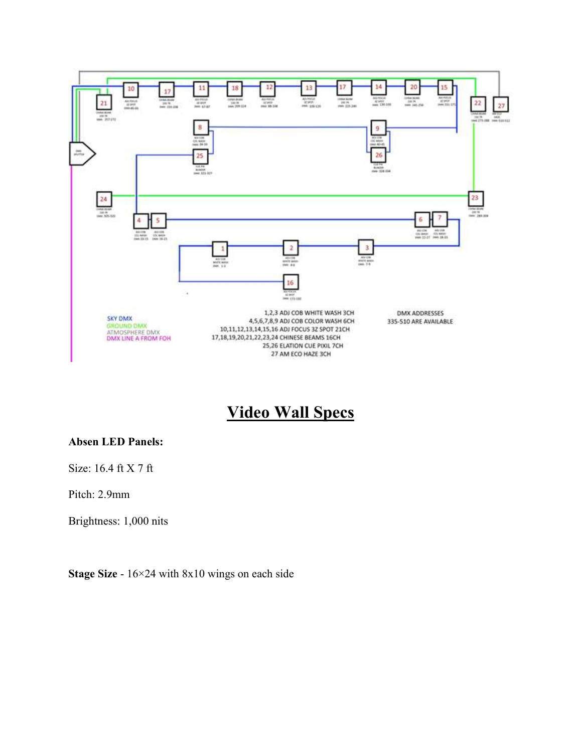SKY DMX
GROUND DMX
ATMOSPHERE DMX
DMX LINE A FROM FOH

1,2,3 ADJ COB WHITE WASH 3CH
4,5,6,7,8,9 ADJ COB COLOR WASH 6CH
10,11,12,13,14,15,16 ADJ FOCUS 32 SPOT 21CH
17,18,19,20,21,22,23,24 CHINESE BEAMS 16CH
25,26 ELATION CUE PIXIL 7CH
27 AM ECO HAZE 3CH

DMX ADDRESSES
335-510 ARE AVAILABLE

# Video Wall Specs

**Absen LED Panels:**

Size: 16.4 ft X 7 ft

Pitch: 2.9mm

Brightness: 1,000 nits

**Stage Size** - 16×24 with 8x10 wings on each side